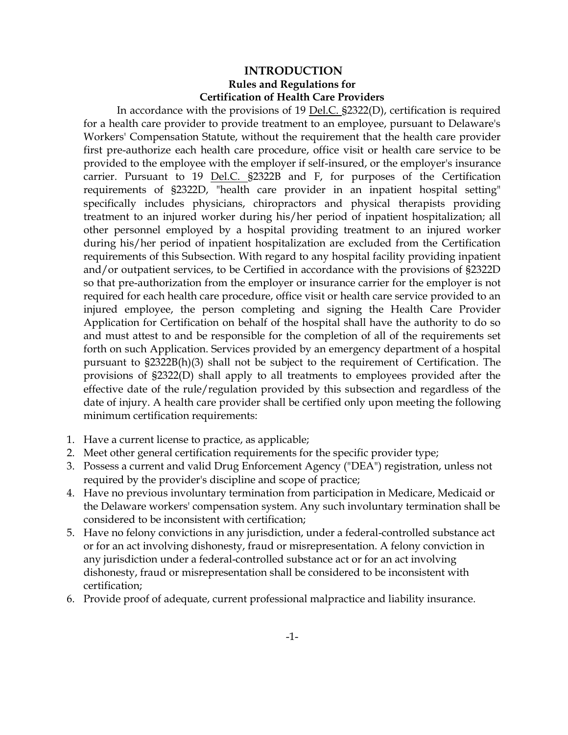# INTRODUCTION

## Rules and Regulations for Certification of Health Care Providers

In accordance with the provisions of 19 Del.C. §2322(D), certification is required for a health care provider to provide treatment to an employee, pursuant to Delaware's Workers' Compensation Statute, without the requirement that the health care provider first pre-authorize each health care procedure, office visit or health care service to be provided to the employee with the employer if self-insured, or the employer's insurance carrier. Pursuant to 19 Del.C. §2322B and F, for purposes of the Certification requirements of §2322D, "health care provider in an inpatient hospital setting" specifically includes physicians, chiropractors and physical therapists providing treatment to an injured worker during his/her period of inpatient hospitalization; all other personnel employed by a hospital providing treatment to an injured worker during his/her period of inpatient hospitalization are excluded from the Certification requirements of this Subsection. With regard to any hospital facility providing inpatient and/or outpatient services, to be Certified in accordance with the provisions of §2322D so that pre-authorization from the employer or insurance carrier for the employer is not required for each health care procedure, office visit or health care service provided to an injured employee, the person completing and signing the Health Care Provider Application for Certification on behalf of the hospital shall have the authority to do so and must attest to and be responsible for the completion of all of the requirements set forth on such Application. Services provided by an emergency department of a hospital pursuant to §2322B(h)(3) shall not be subject to the requirement of Certification. The provisions of §2322(D) shall apply to all treatments to employees provided after the effective date of the rule/regulation provided by this subsection and regardless of the date of injury. A health care provider shall be certified only upon meeting the following minimum certification requirements:

1. Have a current license to practice, as applicable;
2. Meet other general certification requirements for the specific provider type;
3. Possess a current and valid Drug Enforcement Agency ("DEA") registration, unless not required by the provider's discipline and scope of practice;
4. Have no previous involuntary termination from participation in Medicare, Medicaid or the Delaware workers' compensation system. Any such involuntary termination shall be considered to be inconsistent with certification;
5. Have no felony convictions in any jurisdiction, under a federal-controlled substance act or for an act involving dishonesty, fraud or misrepresentation. A felony conviction in any jurisdiction under a federal-controlled substance act or for an act involving dishonesty, fraud or misrepresentation shall be considered to be inconsistent with certification;
6. Provide proof of adequate, current professional malpractice and liability insurance.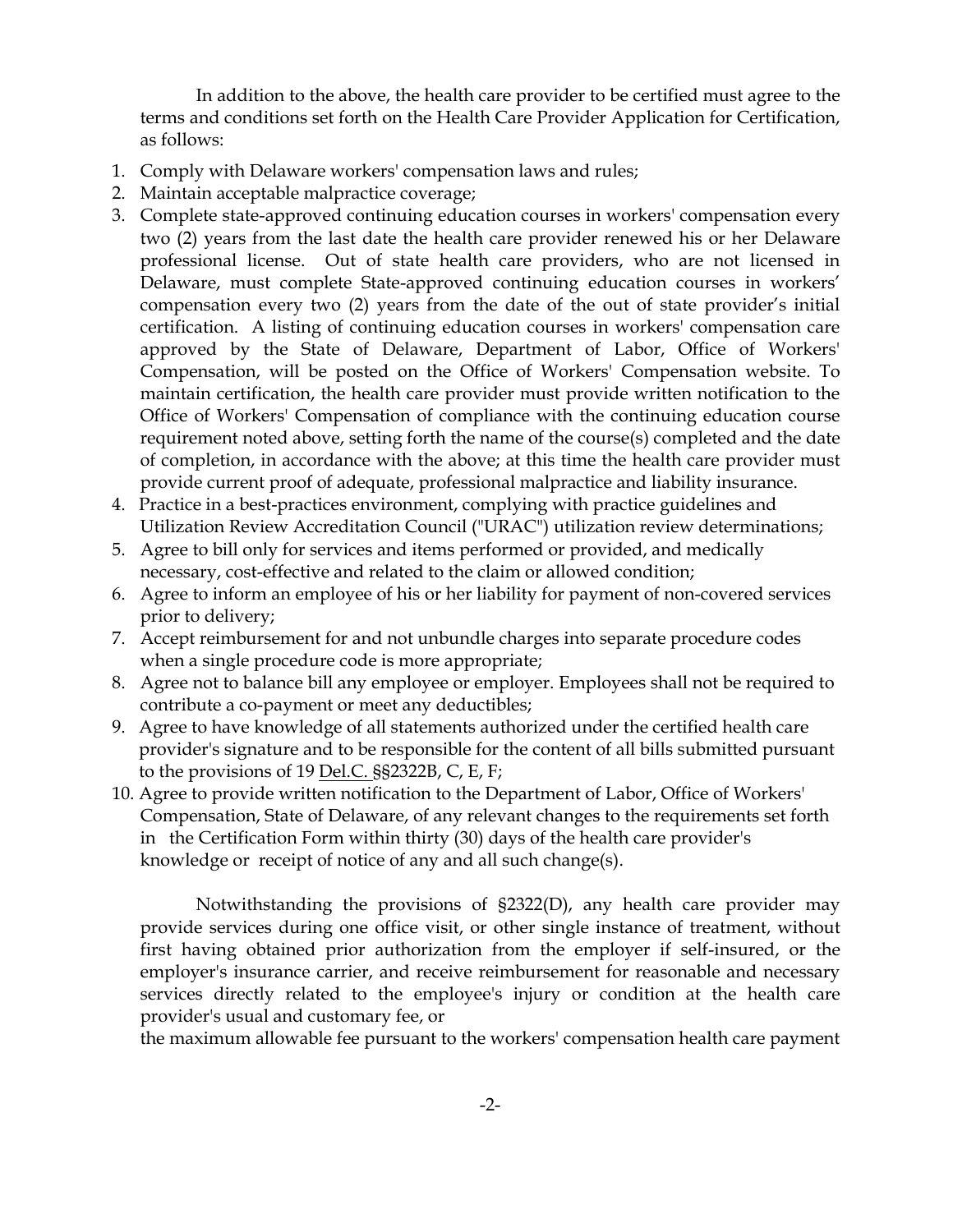In addition to the above, the health care provider to be certified must agree to the terms and conditions set forth on the Health Care Provider Application for Certification, as follows:

1. Comply with Delaware workers' compensation laws and rules;
2. Maintain acceptable malpractice coverage;
3. Complete state-approved continuing education courses in workers' compensation every two (2) years from the last date the health care provider renewed his or her Delaware professional license. Out of state health care providers, who are not licensed in Delaware, must complete State-approved continuing education courses in workers' compensation every two (2) years from the date of the out of state provider's initial certification. A listing of continuing education courses in workers' compensation care approved by the State of Delaware, Department of Labor, Office of Workers' Compensation, will be posted on the Office of Workers' Compensation website. To maintain certification, the health care provider must provide written notification to the Office of Workers' Compensation of compliance with the continuing education course requirement noted above, setting forth the name of the course(s) completed and the date of completion, in accordance with the above; at this time the health care provider must provide current proof of adequate, professional malpractice and liability insurance.
4. Practice in a best-practices environment, complying with practice guidelines and Utilization Review Accreditation Council ("URAC") utilization review determinations;
5. Agree to bill only for services and items performed or provided, and medically necessary, cost-effective and related to the claim or allowed condition;
6. Agree to inform an employee of his or her liability for payment of non-covered services prior to delivery;
7. Accept reimbursement for and not unbundle charges into separate procedure codes when a single procedure code is more appropriate;
8. Agree not to balance bill any employee or employer. Employees shall not be required to contribute a co-payment or meet any deductibles;
9. Agree to have knowledge of all statements authorized under the certified health care provider's signature and to be responsible for the content of all bills submitted pursuant to the provisions of 19 Del.C. §§2322B, C, E, F;
10. Agree to provide written notification to the Department of Labor, Office of Workers' Compensation, State of Delaware, of any relevant changes to the requirements set forth in the Certification Form within thirty (30) days of the health care provider's knowledge or receipt of notice of any and all such change(s).

Notwithstanding the provisions of §2322(D), any health care provider may provide services during one office visit, or other single instance of treatment, without first having obtained prior authorization from the employer if self-insured, or the employer's insurance carrier, and receive reimbursement for reasonable and necessary services directly related to the employee's injury or condition at the health care provider's usual and customary fee, or the maximum allowable fee pursuant to the workers' compensation health care payment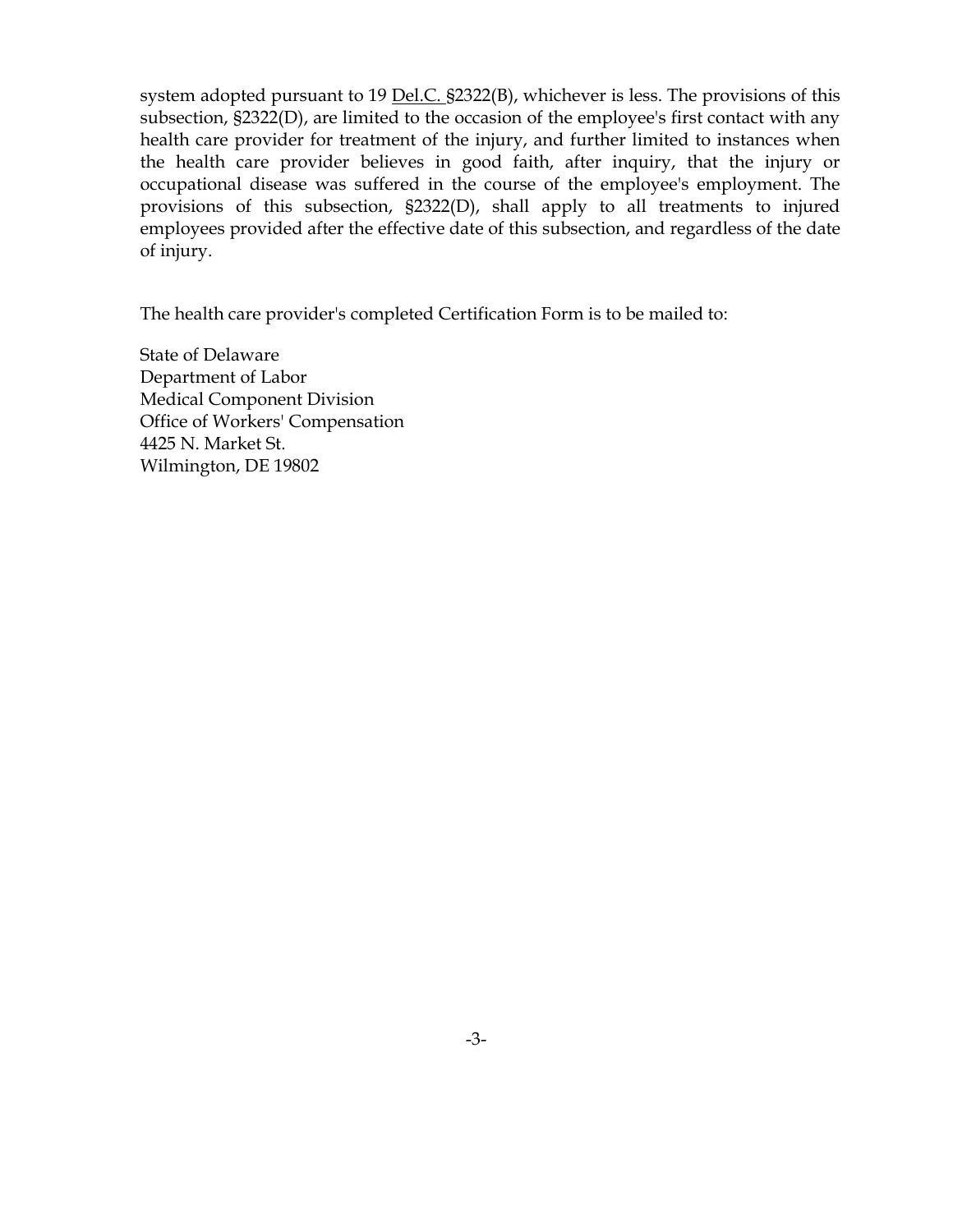system adopted pursuant to 19 Del.C. §2322(B), whichever is less. The provisions of this subsection, §2322(D), are limited to the occasion of the employee's first contact with any health care provider for treatment of the injury, and further limited to instances when the health care provider believes in good faith, after inquiry, that the injury or occupational disease was suffered in the course of the employee's employment. The provisions of this subsection, §2322(D), shall apply to all treatments to injured employees provided after the effective date of this subsection, and regardless of the date of injury.

The health care provider's completed Certification Form is to be mailed to:

State of Delaware
Department of Labor
Medical Component Division
Office of Workers' Compensation
4425 N. Market St.
Wilmington, DE 19802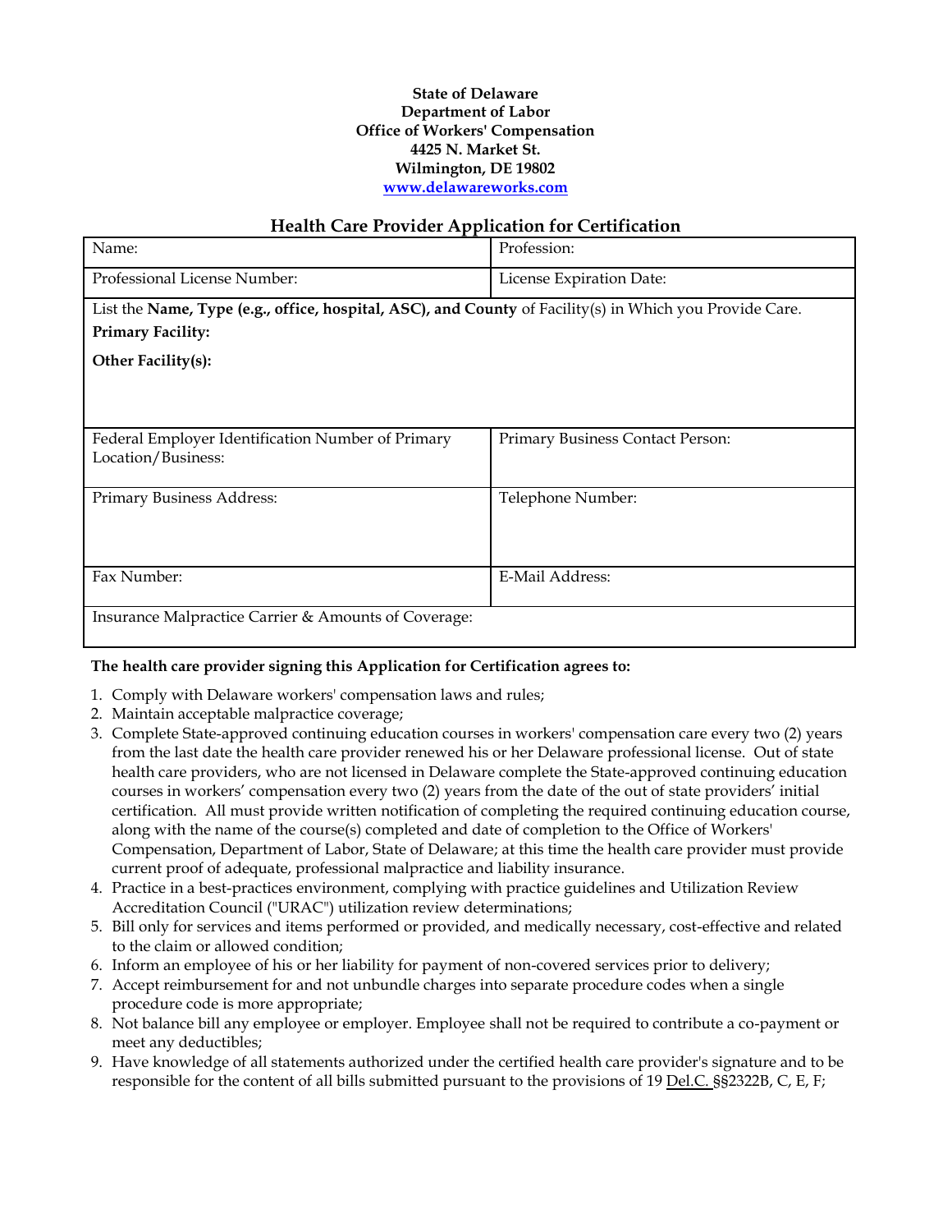**State of Delaware**
**Department of Labor**
**Office of Workers' Compensation**
**4425 N. Market St.**
**Wilmington, DE 19802**
**[www.delawareworks.com](http://www.delawareworks.com)**

## Health Care Provider Application for Certification

| Name: | Profession: |
|---|---|
| Professional License Number: | License Expiration Date: |
| List the **Name, Type (e.g., office, hospital, ASC), and County** of Facility(s) in Which you Provide Care.<br>**Primary Facility:**<br>**Other Facility(s):** | |
| Federal Employer Identification Number of Primary Location/Business: | Primary Business Contact Person: |
| Primary Business Address: | Telephone Number: |
| Fax Number: | E-Mail Address: |
| Insurance Malpractice Carrier & Amounts of Coverage: | |

**The health care provider signing this Application for Certification agrees to:**

1. Comply with Delaware workers' compensation laws and rules;
2. Maintain acceptable malpractice coverage;
3. Complete State-approved continuing education courses in workers' compensation care every two (2) years from the last date the health care provider renewed his or her Delaware professional license. Out of state health care providers, who are not licensed in Delaware complete the State-approved continuing education courses in workers' compensation every two (2) years from the date of the out of state providers' initial certification. All must provide written notification of completing the required continuing education course, along with the name of the course(s) completed and date of completion to the Office of Workers' Compensation, Department of Labor, State of Delaware; at this time the health care provider must provide current proof of adequate, professional malpractice and liability insurance.
4. Practice in a best-practices environment, complying with practice guidelines and Utilization Review Accreditation Council ("URAC") utilization review determinations;
5. Bill only for services and items performed or provided, and medically necessary, cost-effective and related to the claim or allowed condition;
6. Inform an employee of his or her liability for payment of non-covered services prior to delivery;
7. Accept reimbursement for and not unbundle charges into separate procedure codes when a single procedure code is more appropriate;
8. Not balance bill any employee or employer. Employee shall not be required to contribute a co-payment or meet any deductibles;
9. Have knowledge of all statements authorized under the certified health care provider's signature and to be responsible for the content of all bills submitted pursuant to the provisions of 19 Del.C. §§2322B, C, E, F;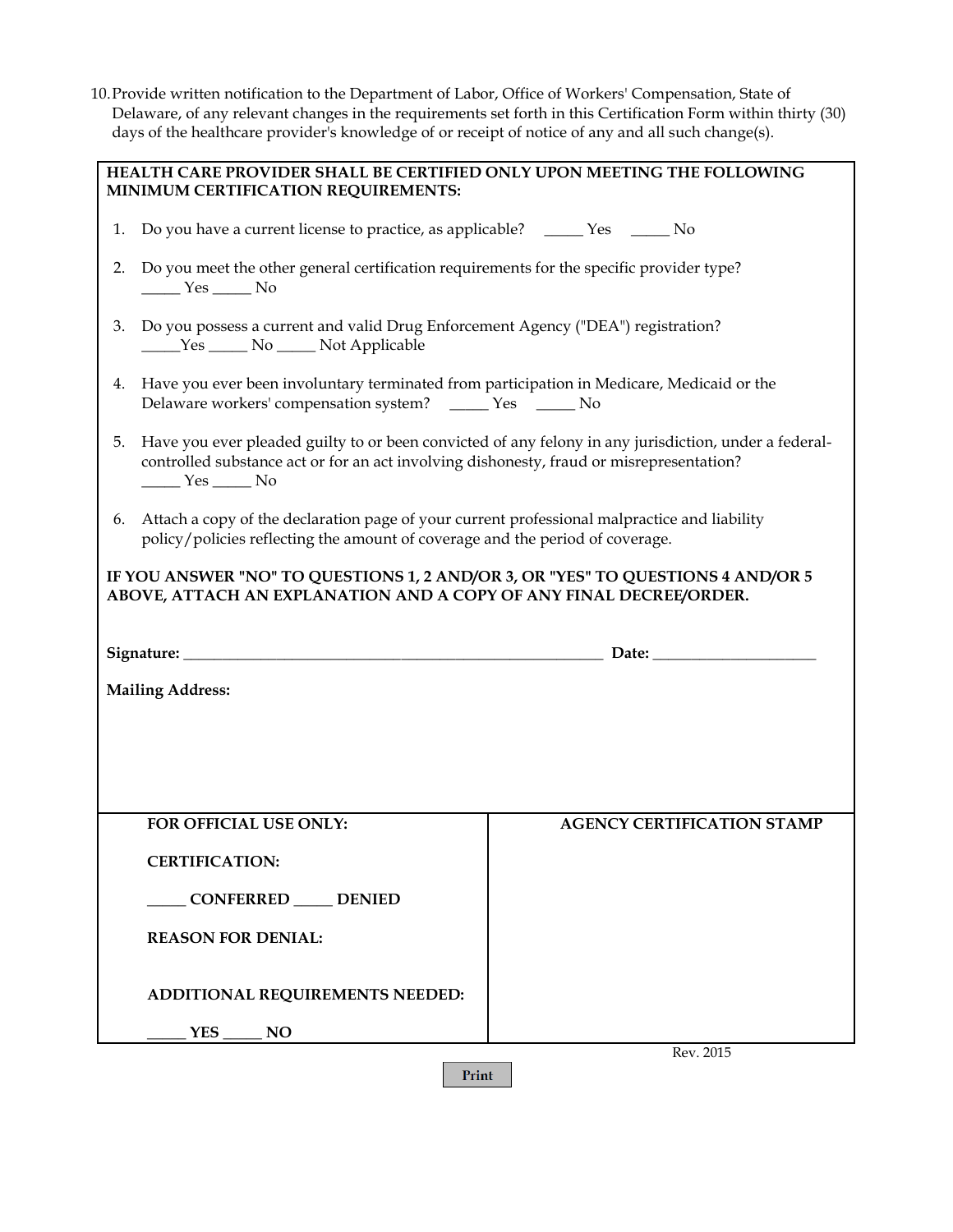10. Provide written notification to the Department of Labor, Office of Workers' Compensation, State of Delaware, of any relevant changes in the requirements set forth in this Certification Form within thirty (30) days of the healthcare provider's knowledge of or receipt of notice of any and all such change(s).

**HEALTH CARE PROVIDER SHALL BE CERTIFIED ONLY UPON MEETING THE FOLLOWING MINIMUM CERTIFICATION REQUIREMENTS:**

1. Do you have a current license to practice, as applicable? _____ Yes _____ No
2. Do you meet the other general certification requirements for the specific provider type? _____ Yes _____ No
3. Do you possess a current and valid Drug Enforcement Agency ("DEA") registration? _____Yes _____ No _____ Not Applicable
4. Have you ever been involuntary terminated from participation in Medicare, Medicaid or the Delaware workers' compensation system? _____ Yes _____ No
5. Have you ever pleaded guilty to or been convicted of any felony in any jurisdiction, under a federal-controlled substance act or for an act involving dishonesty, fraud or misrepresentation? _____ Yes _____ No
6. Attach a copy of the declaration page of your current professional malpractice and liability policy/policies reflecting the amount of coverage and the period of coverage.

**IF YOU ANSWER "NO" TO QUESTIONS 1, 2 AND/OR 3, OR "YES" TO QUESTIONS 4 AND/OR 5 ABOVE, ATTACH AN EXPLANATION AND A COPY OF ANY FINAL DECREE/ORDER.**

**Signature:** _______________________________________________ **Date:** ____________________

**Mailing Address:**

| **FOR OFFICIAL USE ONLY:** | **AGENCY CERTIFICATION STAMP** |
|---|---|
| **CERTIFICATION:** | |
| _____ **CONFERRED** _____ **DENIED** | |
| **REASON FOR DENIAL:** | |
| **ADDITIONAL REQUIREMENTS NEEDED:** | |
| _____ **YES** _____ **NO** | |

Rev. 2015